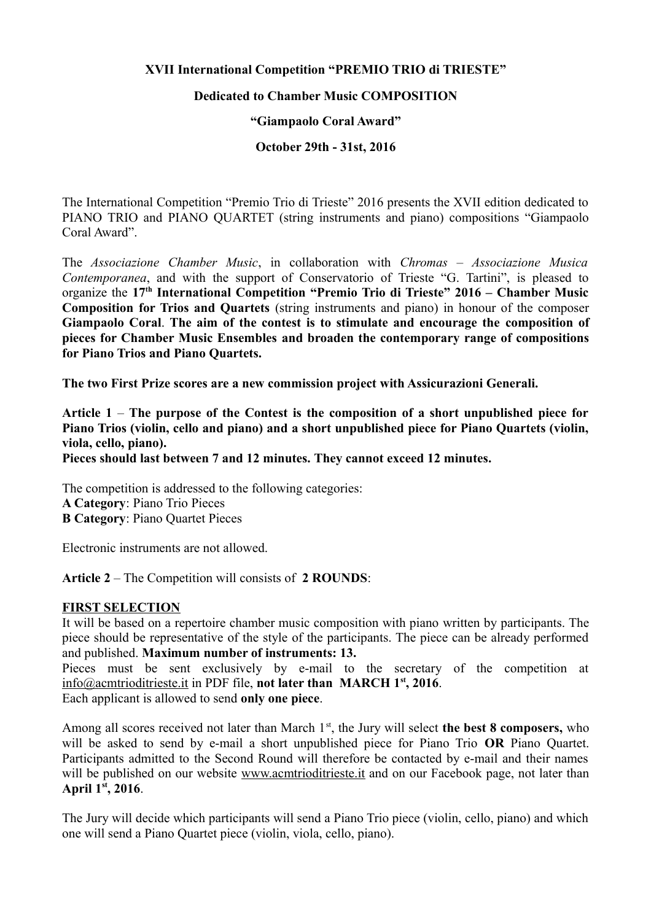**XVII International Competition "PREMIO TRIO di TRIESTE"**

**Dedicated to Chamber Music COMPOSITION**

**"Giampaolo Coral Award"**

**October 29th - 31st, 2016**

The International Competition "Premio Trio di Trieste" 2016 presents the XVII edition dedicated to PIANO TRIO and PIANO QUARTET (string instruments and piano) compositions "Giampaolo Coral Award".

The *Associazione Chamber Music*, in collaboration with *Chromas – Associazione Musica Contemporanea*, and with the support of Conservatorio of Trieste "G. Tartini", is pleased to organize the **17th International Competition "Premio Trio di Trieste" 2016 – Chamber Music Composition for Trios and Quartets** (string instruments and piano) in honour of the composer **Giampaolo Coral**. **The aim of the contest is to stimulate and encourage the composition of pieces for Chamber Music Ensembles and broaden the contemporary range of compositions for Piano Trios and Piano Quartets.**

**The two First Prize scores are a new commission project with Assicurazioni Generali.**

**Article 1** – **The purpose of the Contest is the composition of a short unpublished piece for Piano Trios (violin, cello and piano) and a short unpublished piece for Piano Quartets (violin, viola, cello, piano).**

**Pieces should last between 7 and 12 minutes. They cannot exceed 12 minutes.**

The competition is addressed to the following categories:

**A Category**: Piano Trio Pieces

**B Category**: Piano Quartet Pieces

Electronic instruments are not allowed.

**Article 2** – The Competition will consists of **2 ROUNDS**:

**FIRST SELECTION**

It will be based on a repertoire chamber music composition with piano written by participants. The piece should be representative of the style of the participants. The piece can be already performed and published. **Maximum number of instruments: 13.**

Pieces must be sent exclusively by e-mail to the secretary of the competition at info@acmtrioditrieste.it in PDF file, **not later than MARCH 1st, 2016**.

Each applicant is allowed to send **only one piece**.

Among all scores received not later than March 1st, the Jury will select **the best 8 composers,** who will be asked to send by e-mail a short unpublished piece for Piano Trio **OR** Piano Quartet. Participants admitted to the Second Round will therefore be contacted by e-mail and their names will be published on our website www.acmtrioditrieste.it and on our Facebook page, not later than **April 1st, 2016**.

The Jury will decide which participants will send a Piano Trio piece (violin, cello, piano) and which one will send a Piano Quartet piece (violin, viola, cello, piano).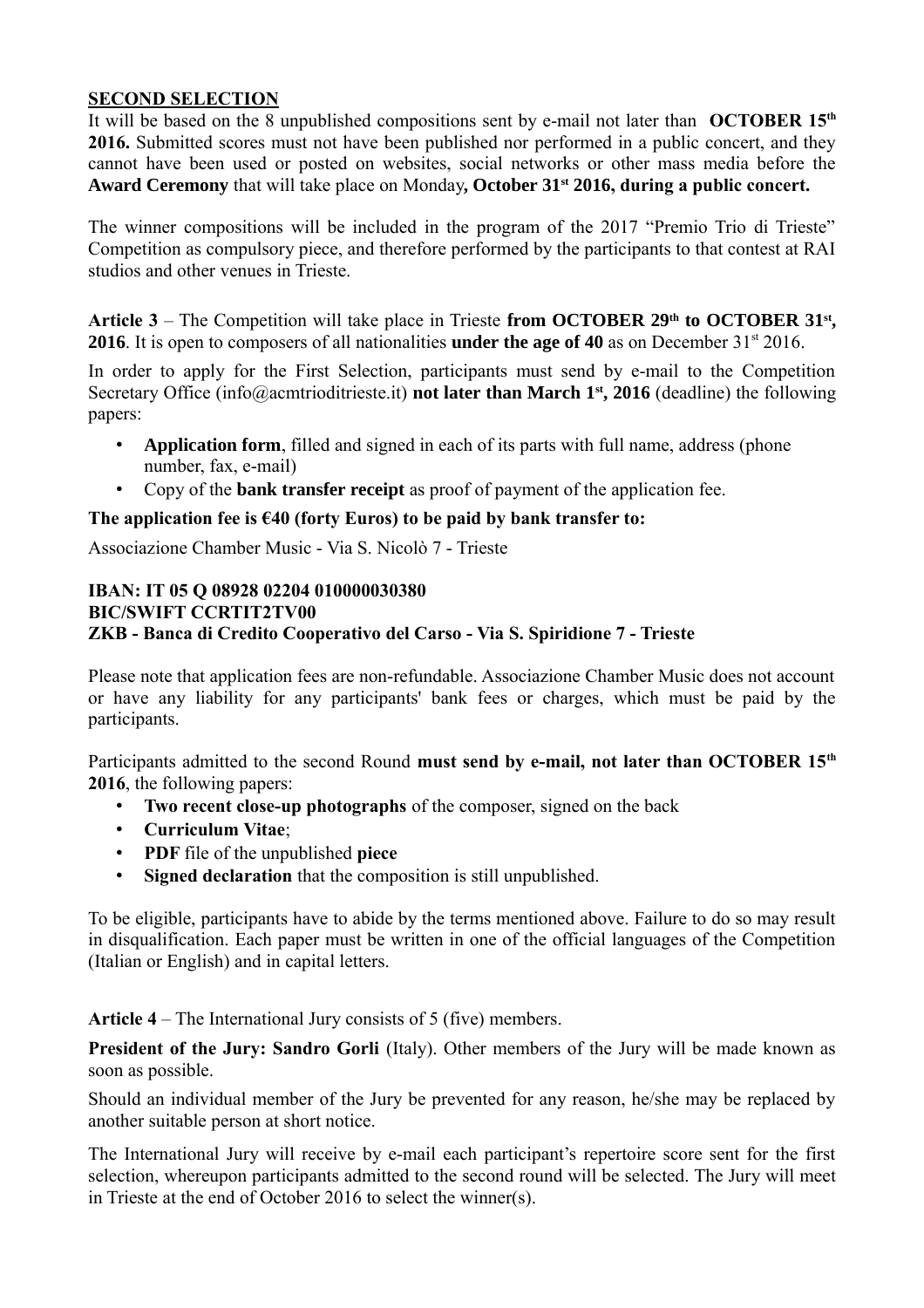**SECOND SELECTION**

It will be based on the 8 unpublished compositions sent by e-mail not later than **OCTOBER 15th 2016.** Submitted scores must not have been published nor performed in a public concert, and they cannot have been used or posted on websites, social networks or other mass media before the **Award Ceremony** that will take place on Monday**, October 31st 2016, during a public concert.**

The winner compositions will be included in the program of the 2017 "Premio Trio di Trieste" Competition as compulsory piece, and therefore performed by the participants to that contest at RAI studios and other venues in Trieste.

**Article 3** – The Competition will take place in Trieste **from OCTOBER 29th to OCTOBER 31st, 2016**. It is open to composers of all nationalities **under the age of 40** as on December 31st 2016.

In order to apply for the First Selection, participants must send by e-mail to the Competition Secretary Office (info@acmtrioditrieste.it) **not later than March 1st, 2016** (deadline) the following papers:

- **Application form**, filled and signed in each of its parts with full name, address (phone number, fax, e-mail)
- Copy of the **bank transfer receipt** as proof of payment of the application fee.

**The application fee is €40 (forty Euros) to be paid by bank transfer to:**

Associazione Chamber Music - Via S. Nicolò 7 - Trieste

**IBAN: IT 05 Q 08928 02204 010000030380**
**BIC/SWIFT CCRTIT2TV00**
**ZKB - Banca di Credito Cooperativo del Carso - Via S. Spiridione 7 - Trieste**

Please note that application fees are non-refundable. Associazione Chamber Music does not account or have any liability for any participants' bank fees or charges, which must be paid by the participants.

Participants admitted to the second Round **must send by e-mail, not later than OCTOBER 15th 2016**, the following papers:

- **Two recent close-up photographs** of the composer, signed on the back
- **Curriculum Vitae**;
- **PDF** file of the unpublished **piece**
- **Signed declaration** that the composition is still unpublished.

To be eligible, participants have to abide by the terms mentioned above. Failure to do so may result in disqualification. Each paper must be written in one of the official languages of the Competition (Italian or English) and in capital letters.

**Article 4** – The International Jury consists of 5 (five) members.

**President of the Jury: Sandro Gorli** (Italy). Other members of the Jury will be made known as soon as possible.

Should an individual member of the Jury be prevented for any reason, he/she may be replaced by another suitable person at short notice.

The International Jury will receive by e-mail each participant's repertoire score sent for the first selection, whereupon participants admitted to the second round will be selected. The Jury will meet in Trieste at the end of October 2016 to select the winner(s).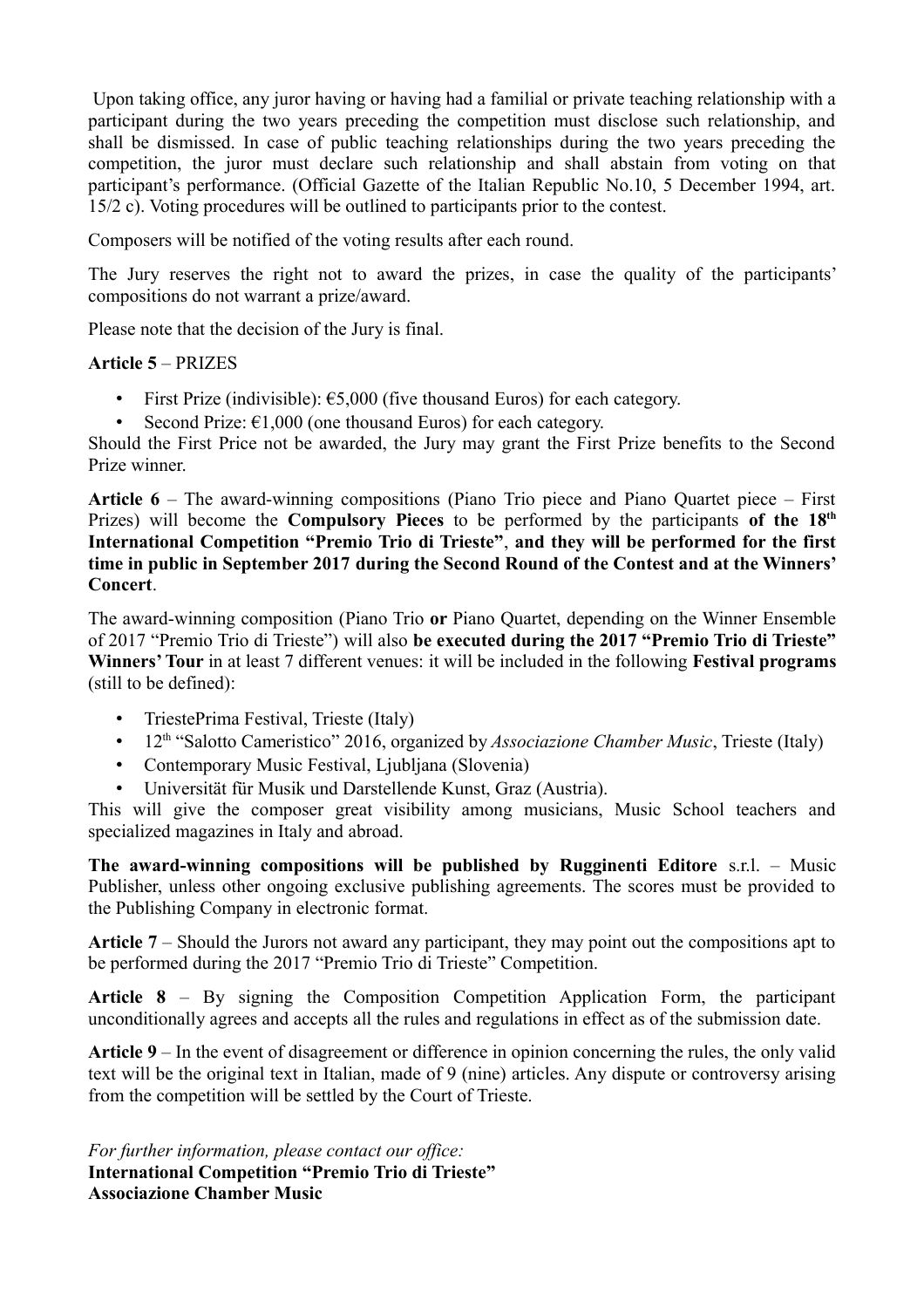Upon taking office, any juror having or having had a familial or private teaching relationship with a participant during the two years preceding the competition must disclose such relationship, and shall be dismissed. In case of public teaching relationships during the two years preceding the competition, the juror must declare such relationship and shall abstain from voting on that participant's performance. (Official Gazette of the Italian Republic No.10, 5 December 1994, art. 15/2 c). Voting procedures will be outlined to participants prior to the contest.

Composers will be notified of the voting results after each round.

The Jury reserves the right not to award the prizes, in case the quality of the participants' compositions do not warrant a prize/award.

Please note that the decision of the Jury is final.

**Article 5** – PRIZES

- First Prize (indivisible): €5,000 (five thousand Euros) for each category.
- Second Prize: €1,000 (one thousand Euros) for each category.

Should the First Price not be awarded, the Jury may grant the First Prize benefits to the Second Prize winner.

**Article 6** – The award-winning compositions (Piano Trio piece and Piano Quartet piece – First Prizes) will become the **Compulsory Pieces** to be performed by the participants **of the 18th International Competition "Premio Trio di Trieste"**, **and they will be performed for the first time in public in September 2017 during the Second Round of the Contest and at the Winners' Concert**.

The award-winning composition (Piano Trio **or** Piano Quartet, depending on the Winner Ensemble of 2017 "Premio Trio di Trieste") will also **be executed during the 2017 "Premio Trio di Trieste" Winners' Tour** in at least 7 different venues: it will be included in the following **Festival programs** (still to be defined):

- TriestePrima Festival, Trieste (Italy)
- 12th "Salotto Cameristico" 2016, organized by *Associazione Chamber Music*, Trieste (Italy)
- Contemporary Music Festival, Ljubljana (Slovenia)
- Universität für Musik und Darstellende Kunst, Graz (Austria).

This will give the composer great visibility among musicians, Music School teachers and specialized magazines in Italy and abroad.

**The award-winning compositions will be published by Rugginenti Editore** s.r.l. – Music Publisher, unless other ongoing exclusive publishing agreements. The scores must be provided to the Publishing Company in electronic format.

**Article 7** – Should the Jurors not award any participant, they may point out the compositions apt to be performed during the 2017 "Premio Trio di Trieste" Competition.

**Article 8** – By signing the Composition Competition Application Form, the participant unconditionally agrees and accepts all the rules and regulations in effect as of the submission date.

**Article 9** – In the event of disagreement or difference in opinion concerning the rules, the only valid text will be the original text in Italian, made of 9 (nine) articles. Any dispute or controversy arising from the competition will be settled by the Court of Trieste.

*For further information, please contact our office:*
**International Competition "Premio Trio di Trieste"**
**Associazione Chamber Music**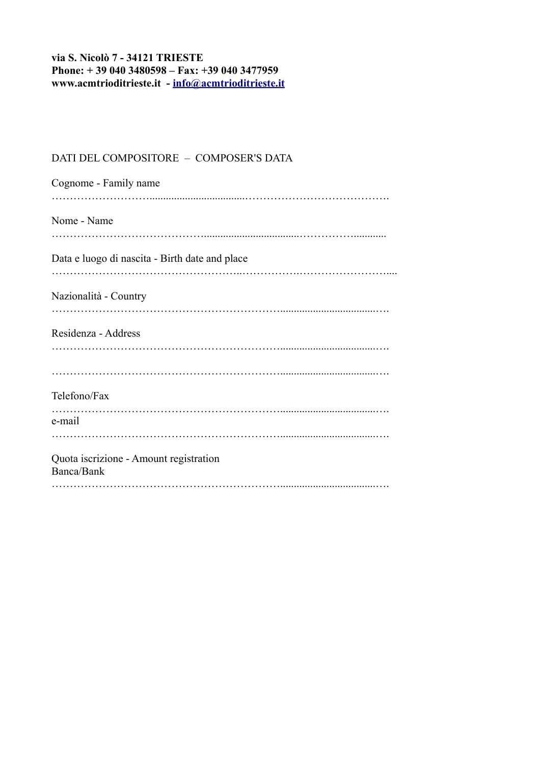**via S. Nicolò 7 - 34121 TRIESTE**
**Phone: + 39 040 3480598 – Fax: +39 040 3477959**
**www.acmtrioditrieste.it - info@acmtrioditrieste.it**

DATI DEL COMPOSITORE – COMPOSER'S DATA

Cognome - Family name

……………………….................................…………………………………….

Nome - Name

…………………………………..................................……………............

Data e luogo di nascita - Birth date and place

…………………………………………..……………….……………………....

Nazionalità - Country

………………………………………………………....................................….

Residenza - Address

………………………………………………………....................................….

………………………………………………………....................................….

Telefono/Fax

………………………………………………………....................................….

e-mail

………………………………………………………....................................….

Quota iscrizione - Amount registration
Banca/Bank

………………………………………………………....................................….